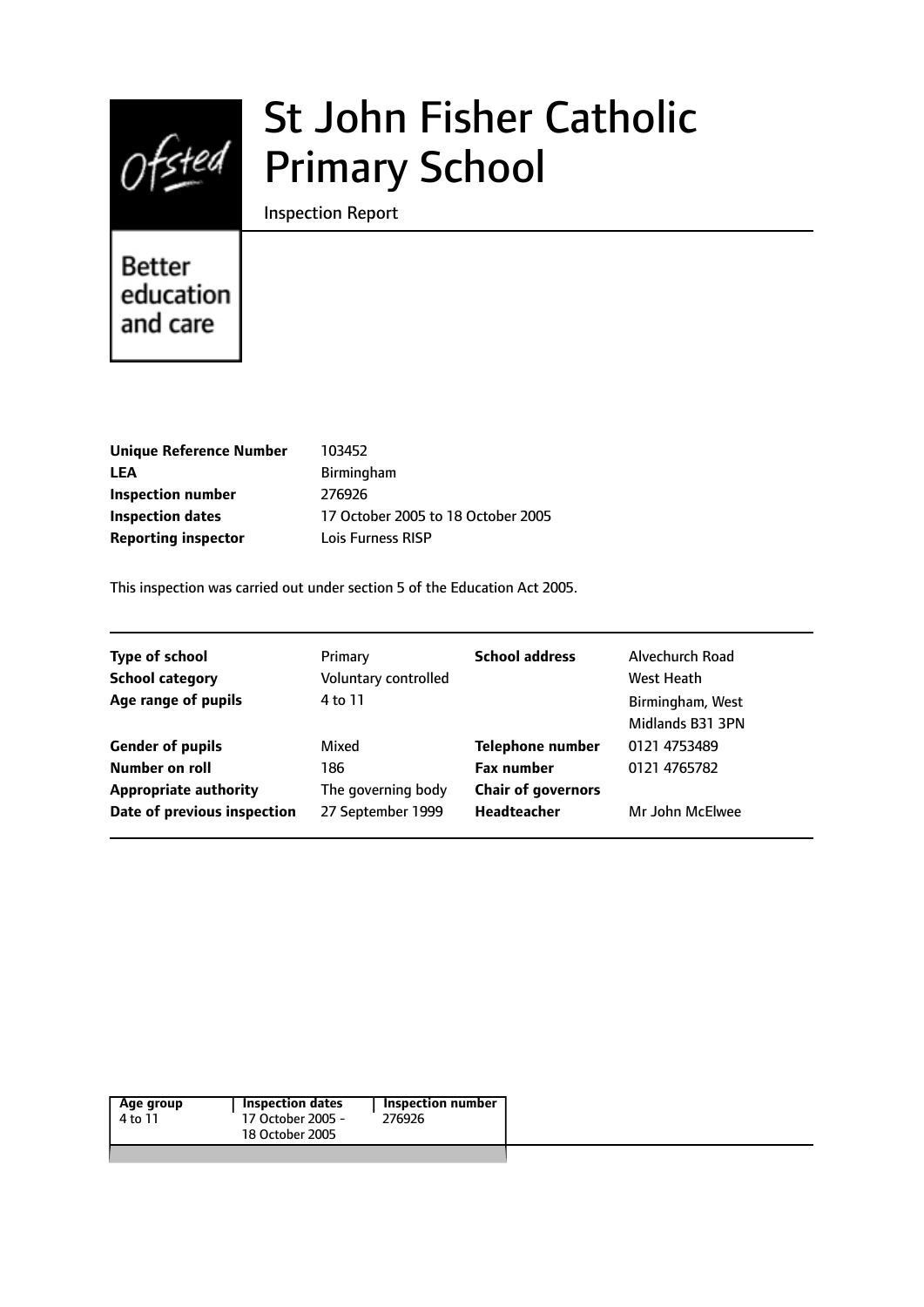# St John Fisher Catholic Primary School

Inspection Report

Better education and care

| | |
|---|---|
| **Unique Reference Number** | 103452 |
| **LEA** | Birmingham |
| **Inspection number** | 276926 |
| **Inspection dates** | 17 October 2005 to 18 October 2005 |
| **Reporting inspector** | Lois Furness RISP |

This inspection was carried out under section 5 of the Education Act 2005.

| | | | |
|---|---|---|---|
| **Type of school** | Primary | **School address** | Alvechurch Road |
| **School category** | Voluntary controlled | | West Heath |
| **Age range of pupils** | 4 to 11 | | Birmingham, West Midlands B31 3PN |
| **Gender of pupils** | Mixed | **Telephone number** | 0121 4753489 |
| **Number on roll** | 186 | **Fax number** | 0121 4765782 |
| **Appropriate authority** | The governing body | **Chair of governors** | |
| **Date of previous inspection** | 27 September 1999 | **Headteacher** | Mr John McElwee |

| Age group | Inspection dates | Inspection number |
|---|---|---|
| 4 to 11 | 17 October 2005 - 18 October 2005 | 276926 |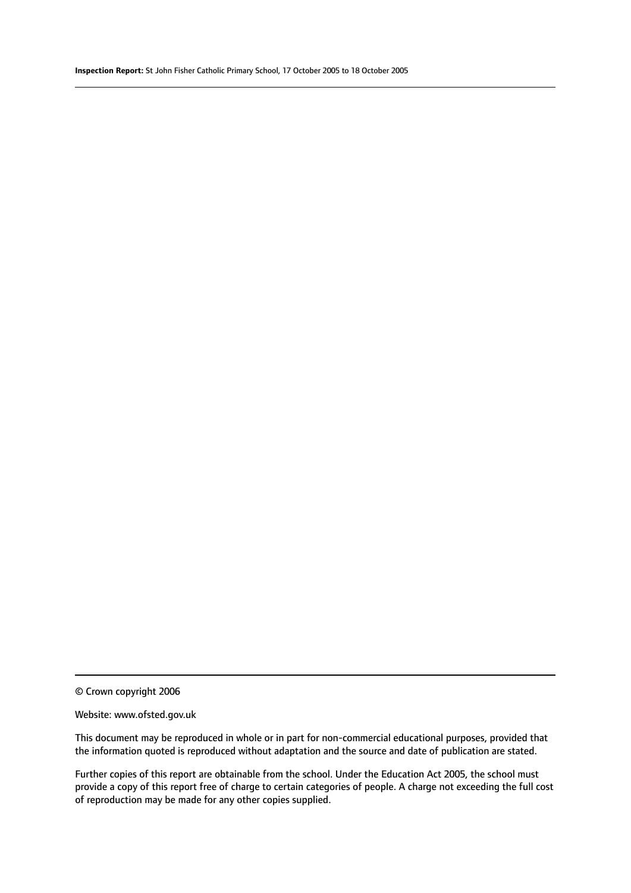© Crown copyright 2006

Website: www.ofsted.gov.uk

This document may be reproduced in whole or in part for non-commercial educational purposes, provided that the information quoted is reproduced without adaptation and the source and date of publication are stated.

Further copies of this report are obtainable from the school. Under the Education Act 2005, the school must provide a copy of this report free of charge to certain categories of people. A charge not exceeding the full cost of reproduction may be made for any other copies supplied.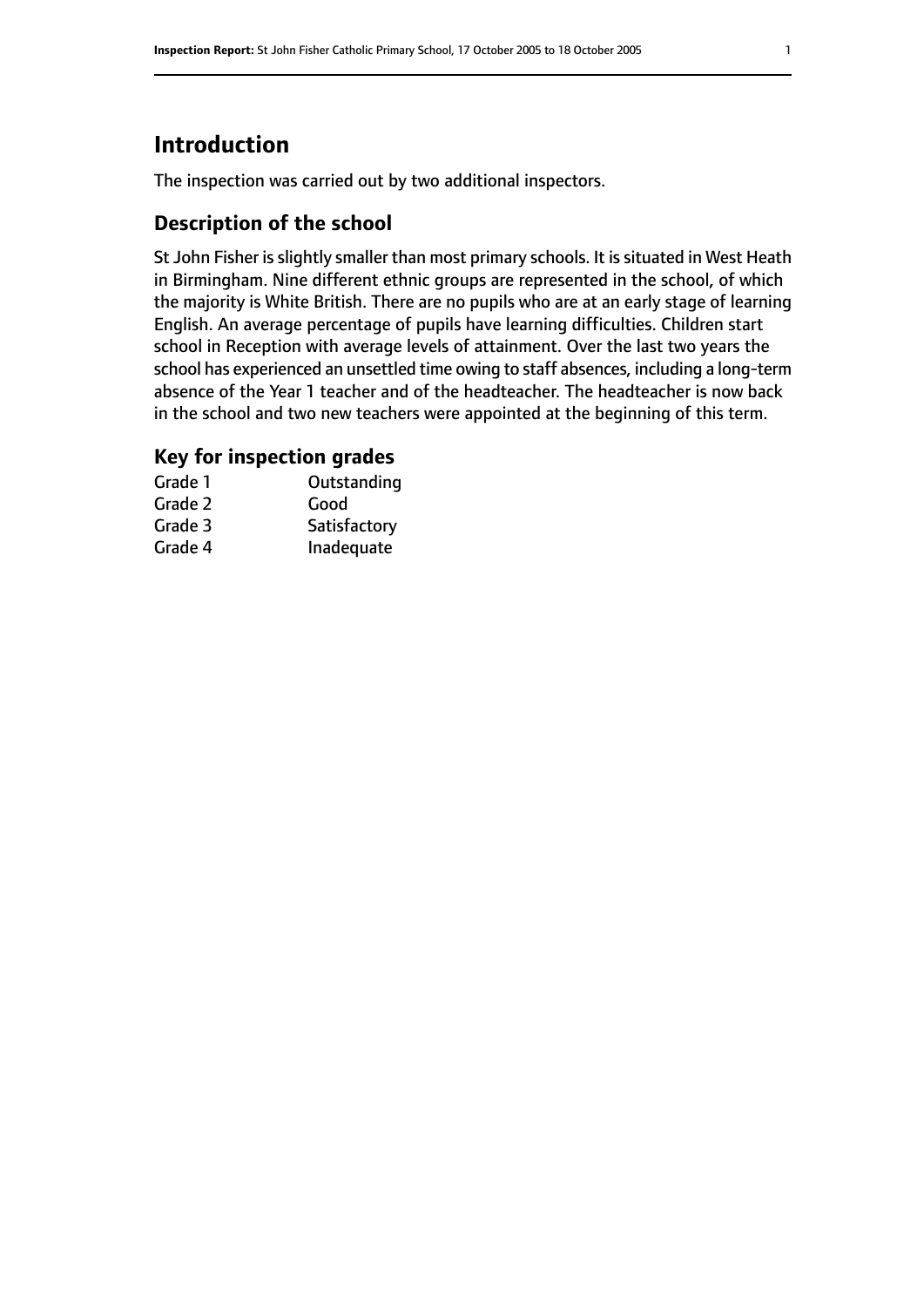# Introduction

The inspection was carried out by two additional inspectors.

## Description of the school

St John Fisher is slightly smaller than most primary schools. It is situated in West Heath in Birmingham. Nine different ethnic groups are represented in the school, of which the majority is White British. There are no pupils who are at an early stage of learning English. An average percentage of pupils have learning difficulties. Children start school in Reception with average levels of attainment. Over the last two years the school has experienced an unsettled time owing to staff absences, including a long-term absence of the Year 1 teacher and of the headteacher. The headteacher is now back in the school and two new teachers were appointed at the beginning of this term.

## Key for inspection grades

| | |
|---|---|
| Grade 1 | Outstanding |
| Grade 2 | Good |
| Grade 3 | Satisfactory |
| Grade 4 | Inadequate |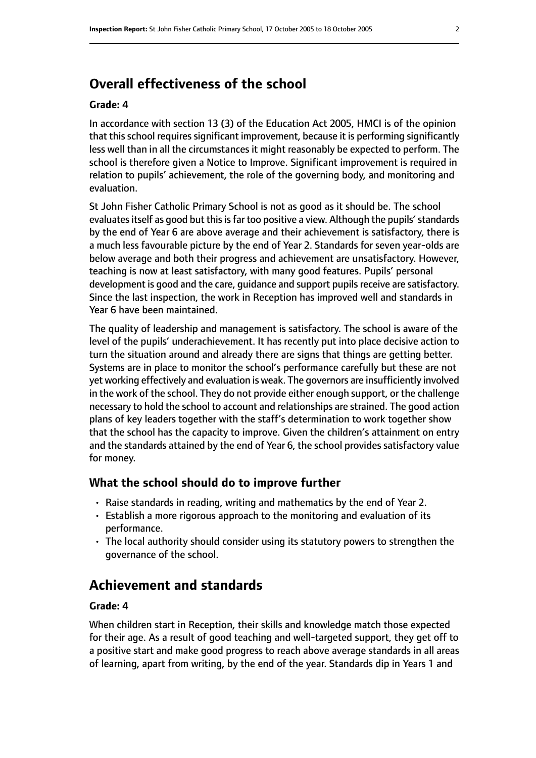## Overall effectiveness of the school

### Grade: 4

In accordance with section 13 (3) of the Education Act 2005, HMCI is of the opinion that this school requires significant improvement, because it is performing significantly less well than in all the circumstances it might reasonably be expected to perform. The school is therefore given a Notice to Improve. Significant improvement is required in relation to pupils' achievement, the role of the governing body, and monitoring and evaluation.

St John Fisher Catholic Primary School is not as good as it should be. The school evaluates itself as good but this is far too positive a view. Although the pupils' standards by the end of Year 6 are above average and their achievement is satisfactory, there is a much less favourable picture by the end of Year 2. Standards for seven year-olds are below average and both their progress and achievement are unsatisfactory. However, teaching is now at least satisfactory, with many good features. Pupils' personal development is good and the care, guidance and support pupils receive are satisfactory. Since the last inspection, the work in Reception has improved well and standards in Year 6 have been maintained.

The quality of leadership and management is satisfactory. The school is aware of the level of the pupils' underachievement. It has recently put into place decisive action to turn the situation around and already there are signs that things are getting better. Systems are in place to monitor the school's performance carefully but these are not yet working effectively and evaluation is weak. The governors are insufficiently involved in the work of the school. They do not provide either enough support, or the challenge necessary to hold the school to account and relationships are strained. The good action plans of key leaders together with the staff's determination to work together show that the school has the capacity to improve. Given the children's attainment on entry and the standards attained by the end of Year 6, the school provides satisfactory value for money.

### What the school should do to improve further

- Raise standards in reading, writing and mathematics by the end of Year 2.
- Establish a more rigorous approach to the monitoring and evaluation of its performance.
- The local authority should consider using its statutory powers to strengthen the governance of the school.

## Achievement and standards

### Grade: 4

When children start in Reception, their skills and knowledge match those expected for their age. As a result of good teaching and well-targeted support, they get off to a positive start and make good progress to reach above average standards in all areas of learning, apart from writing, by the end of the year. Standards dip in Years 1 and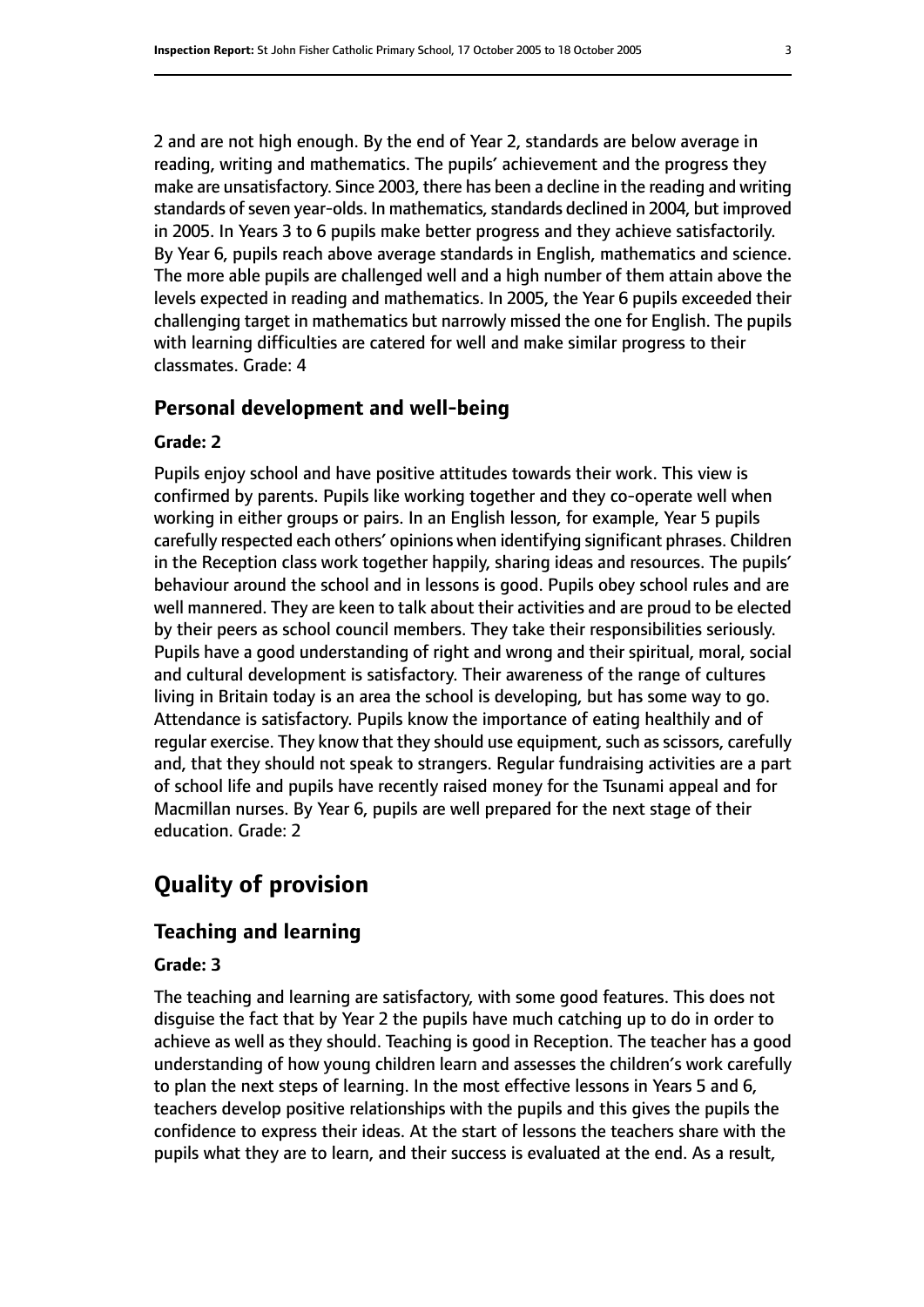2 and are not high enough. By the end of Year 2, standards are below average in reading, writing and mathematics. The pupils' achievement and the progress they make are unsatisfactory. Since 2003, there has been a decline in the reading and writing standards of seven year-olds. In mathematics, standards declined in 2004, but improved in 2005. In Years 3 to 6 pupils make better progress and they achieve satisfactorily. By Year 6, pupils reach above average standards in English, mathematics and science. The more able pupils are challenged well and a high number of them attain above the levels expected in reading and mathematics. In 2005, the Year 6 pupils exceeded their challenging target in mathematics but narrowly missed the one for English. The pupils with learning difficulties are catered for well and make similar progress to their classmates. Grade: 4

### Personal development and well-being

#### Grade: 2

Pupils enjoy school and have positive attitudes towards their work. This view is confirmed by parents. Pupils like working together and they co-operate well when working in either groups or pairs. In an English lesson, for example, Year 5 pupils carefully respected each others' opinions when identifying significant phrases. Children in the Reception class work together happily, sharing ideas and resources. The pupils' behaviour around the school and in lessons is good. Pupils obey school rules and are well mannered. They are keen to talk about their activities and are proud to be elected by their peers as school council members. They take their responsibilities seriously. Pupils have a good understanding of right and wrong and their spiritual, moral, social and cultural development is satisfactory. Their awareness of the range of cultures living in Britain today is an area the school is developing, but has some way to go. Attendance is satisfactory. Pupils know the importance of eating healthily and of regular exercise. They know that they should use equipment, such as scissors, carefully and, that they should not speak to strangers. Regular fundraising activities are a part of school life and pupils have recently raised money for the Tsunami appeal and for Macmillan nurses. By Year 6, pupils are well prepared for the next stage of their education. Grade: 2

## Quality of provision

### Teaching and learning

#### Grade: 3

The teaching and learning are satisfactory, with some good features. This does not disguise the fact that by Year 2 the pupils have much catching up to do in order to achieve as well as they should. Teaching is good in Reception. The teacher has a good understanding of how young children learn and assesses the children's work carefully to plan the next steps of learning. In the most effective lessons in Years 5 and 6, teachers develop positive relationships with the pupils and this gives the pupils the confidence to express their ideas. At the start of lessons the teachers share with the pupils what they are to learn, and their success is evaluated at the end. As a result,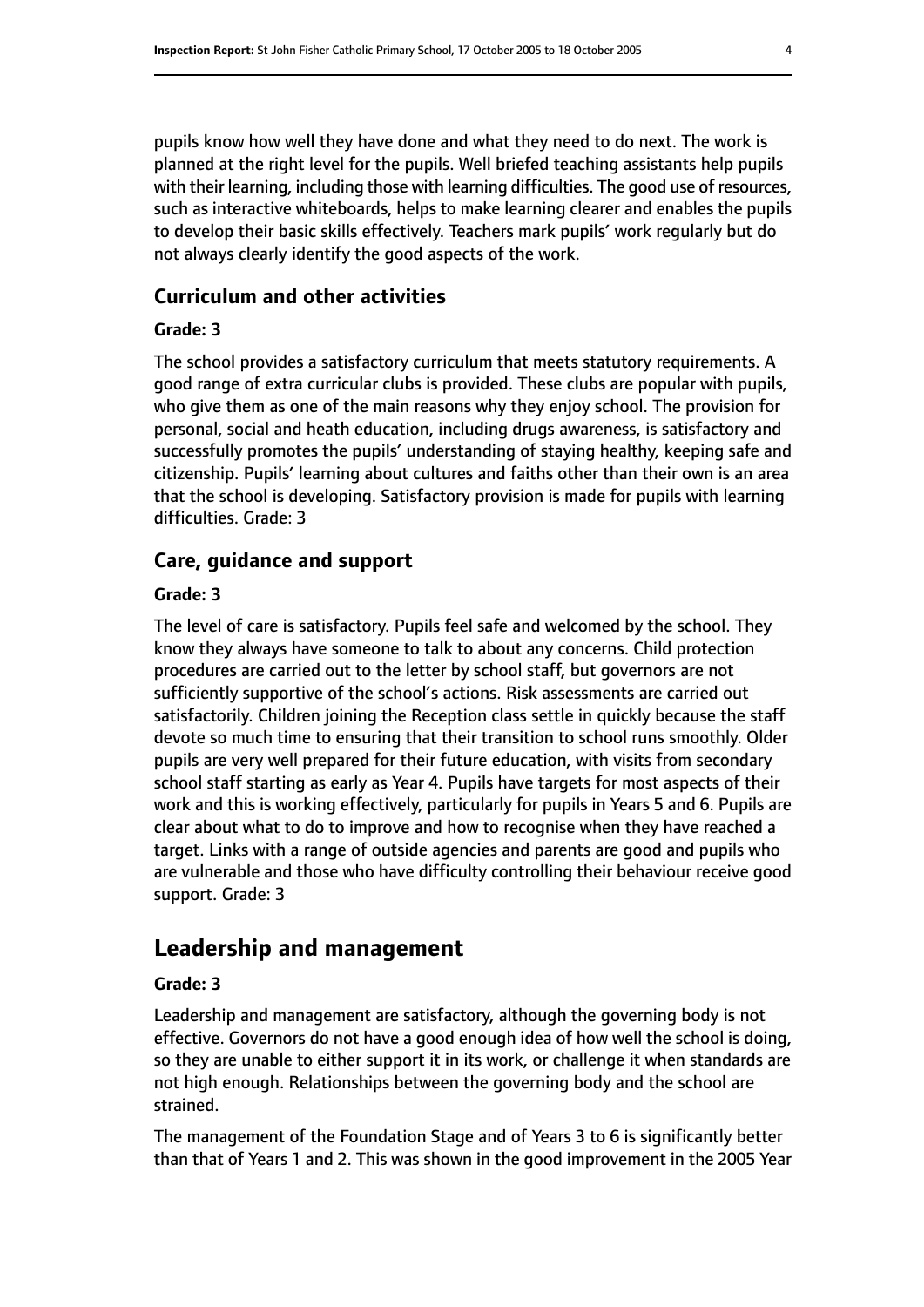pupils know how well they have done and what they need to do next. The work is planned at the right level for the pupils. Well briefed teaching assistants help pupils with their learning, including those with learning difficulties. The good use of resources, such as interactive whiteboards, helps to make learning clearer and enables the pupils to develop their basic skills effectively. Teachers mark pupils' work regularly but do not always clearly identify the good aspects of the work.

### Curriculum and other activities

#### Grade: 3

The school provides a satisfactory curriculum that meets statutory requirements. A good range of extra curricular clubs is provided. These clubs are popular with pupils, who give them as one of the main reasons why they enjoy school. The provision for personal, social and heath education, including drugs awareness, is satisfactory and successfully promotes the pupils' understanding of staying healthy, keeping safe and citizenship. Pupils' learning about cultures and faiths other than their own is an area that the school is developing. Satisfactory provision is made for pupils with learning difficulties. Grade: 3

### Care, guidance and support

#### Grade: 3

The level of care is satisfactory. Pupils feel safe and welcomed by the school. They know they always have someone to talk to about any concerns. Child protection procedures are carried out to the letter by school staff, but governors are not sufficiently supportive of the school's actions. Risk assessments are carried out satisfactorily. Children joining the Reception class settle in quickly because the staff devote so much time to ensuring that their transition to school runs smoothly. Older pupils are very well prepared for their future education, with visits from secondary school staff starting as early as Year 4. Pupils have targets for most aspects of their work and this is working effectively, particularly for pupils in Years 5 and 6. Pupils are clear about what to do to improve and how to recognise when they have reached a target. Links with a range of outside agencies and parents are good and pupils who are vulnerable and those who have difficulty controlling their behaviour receive good support. Grade: 3

## Leadership and management

#### Grade: 3

Leadership and management are satisfactory, although the governing body is not effective. Governors do not have a good enough idea of how well the school is doing, so they are unable to either support it in its work, or challenge it when standards are not high enough. Relationships between the governing body and the school are strained.

The management of the Foundation Stage and of Years 3 to 6 is significantly better than that of Years 1 and 2. This was shown in the good improvement in the 2005 Year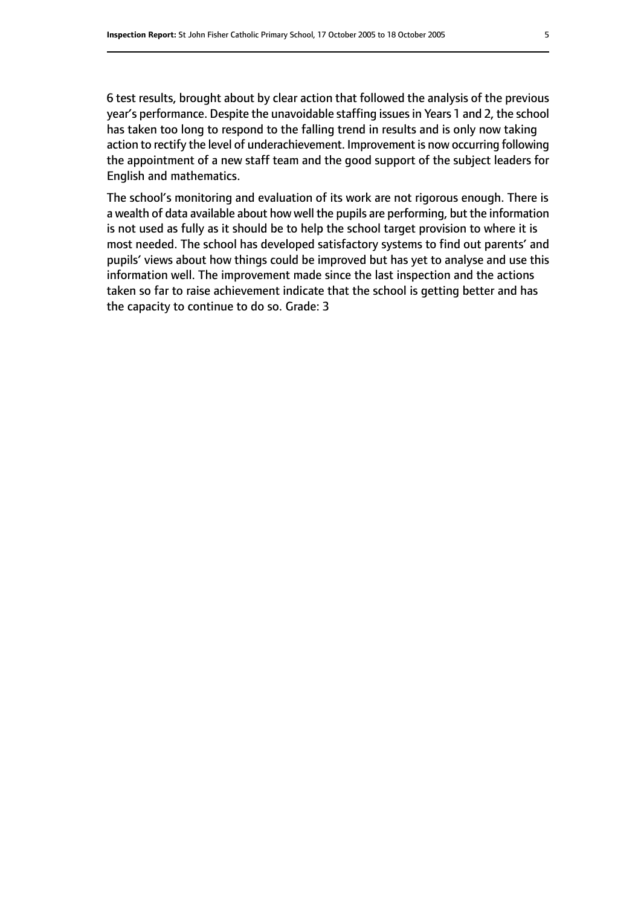6 test results, brought about by clear action that followed the analysis of the previous year's performance. Despite the unavoidable staffing issues in Years 1 and 2, the school has taken too long to respond to the falling trend in results and is only now taking action to rectify the level of underachievement. Improvement is now occurring following the appointment of a new staff team and the good support of the subject leaders for English and mathematics.

The school's monitoring and evaluation of its work are not rigorous enough. There is a wealth of data available about how well the pupils are performing, but the information is not used as fully as it should be to help the school target provision to where it is most needed. The school has developed satisfactory systems to find out parents' and pupils' views about how things could be improved but has yet to analyse and use this information well. The improvement made since the last inspection and the actions taken so far to raise achievement indicate that the school is getting better and has the capacity to continue to do so. Grade: 3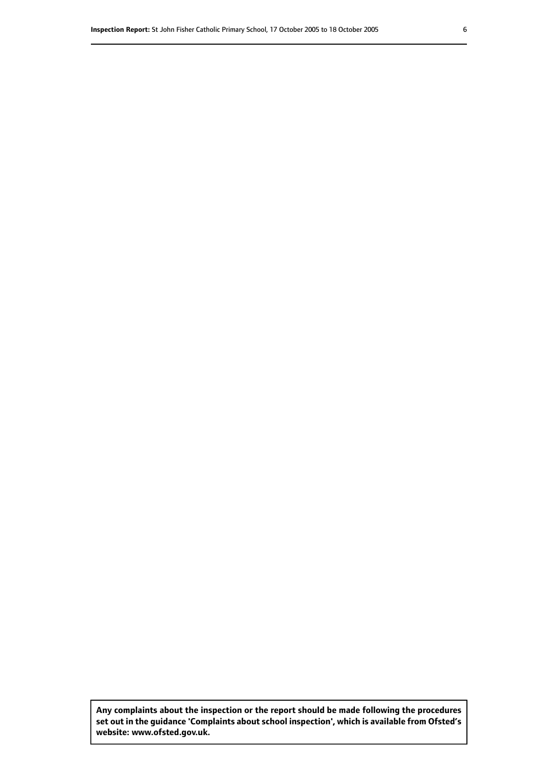**Any complaints about the inspection or the report should be made following the procedures set out in the guidance 'Complaints about school inspection', which is available from Ofsted's website: www.ofsted.gov.uk.**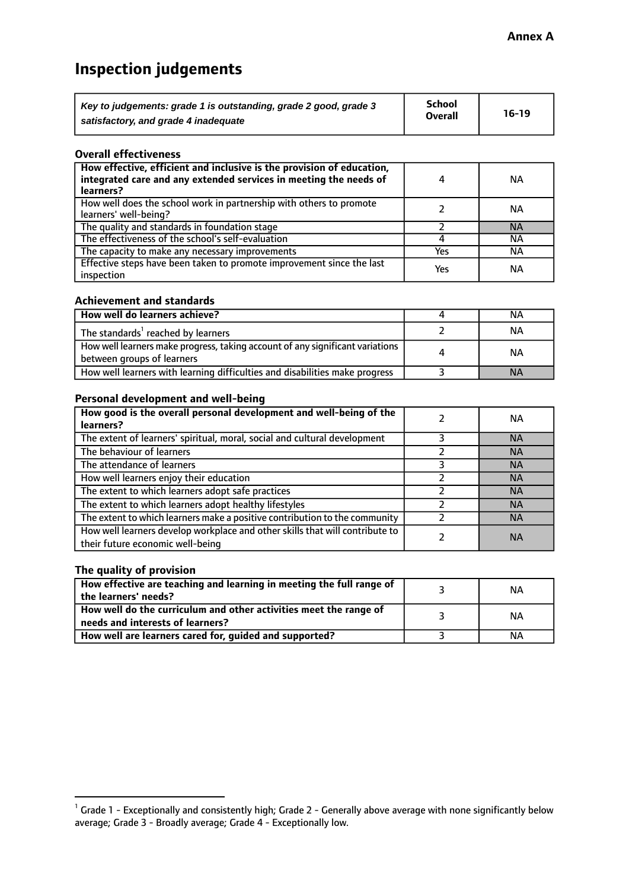**Annex A**

# Inspection judgements

| *Key to judgements: grade 1 is outstanding, grade 2 good, grade 3 satisfactory, and grade 4 inadequate* | School Overall | 16-19 |
|---|---|---|

### Overall effectiveness

| | | |
|---|---|---|
| **How effective, efficient and inclusive is the provision of education, integrated care and any extended services in meeting the needs of learners?** | 4 | NA |
| How well does the school work in partnership with others to promote learners' well-being? | 2 | NA |
| The quality and standards in foundation stage | 2 | NA |
| The effectiveness of the school's self-evaluation | 4 | NA |
| The capacity to make any necessary improvements | Yes | NA |
| Effective steps have been taken to promote improvement since the last inspection | Yes | NA |

### Achievement and standards

| | | |
|---|---|---|
| **How well do learners achieve?** | 4 | NA |
| The standards[1] reached by learners | 2 | NA |
| How well learners make progress, taking account of any significant variations between groups of learners | 4 | NA |
| How well learners with learning difficulties and disabilities make progress | 3 | NA |

### Personal development and well-being

| | | |
|---|---|---|
| **How good is the overall personal development and well-being of the learners?** | 2 | NA |
| The extent of learners' spiritual, moral, social and cultural development | 3 | NA |
| The behaviour of learners | 2 | NA |
| The attendance of learners | 3 | NA |
| How well learners enjoy their education | 2 | NA |
| The extent to which learners adopt safe practices | 2 | NA |
| The extent to which learners adopt healthy lifestyles | 2 | NA |
| The extent to which learners make a positive contribution to the community | 2 | NA |
| How well learners develop workplace and other skills that will contribute to their future economic well-being | 2 | NA |

### The quality of provision

| | | |
|---|---|---|
| **How effective are teaching and learning in meeting the full range of the learners' needs?** | 3 | NA |
| **How well do the curriculum and other activities meet the range of needs and interests of learners?** | 3 | NA |
| **How well are learners cared for, guided and supported?** | 3 | NA |

[1] Grade 1 - Exceptionally and consistently high; Grade 2 - Generally above average with none significantly below average; Grade 3 - Broadly average; Grade 4 - Exceptionally low.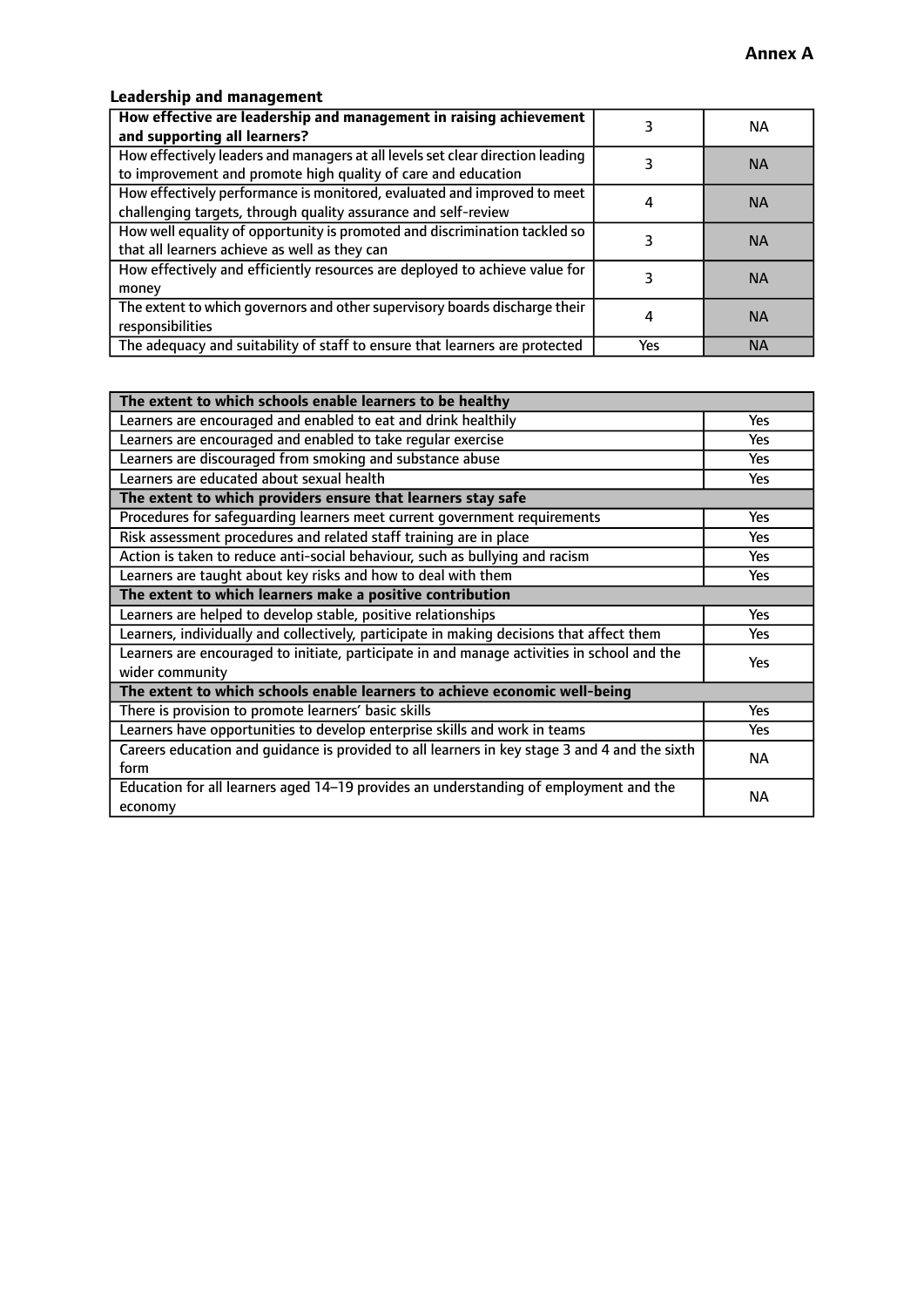**Annex A**

### Leadership and management

| **How effective are leadership and management in raising achievement and supporting all learners?** | 3 | NA |
|---|---|---|
| How effectively leaders and managers at all levels set clear direction leading to improvement and promote high quality of care and education | 3 | NA |
| How effectively performance is monitored, evaluated and improved to meet challenging targets, through quality assurance and self-review | 4 | NA |
| How well equality of opportunity is promoted and discrimination tackled so that all learners achieve as well as they can | 3 | NA |
| How effectively and efficiently resources are deployed to achieve value for money | 3 | NA |
| The extent to which governors and other supervisory boards discharge their responsibilities | 4 | NA |
| The adequacy and suitability of staff to ensure that learners are protected | Yes | NA |

| **The extent to which schools enable learners to be healthy** | |
|---|---|
| Learners are encouraged and enabled to eat and drink healthily | Yes |
| Learners are encouraged and enabled to take regular exercise | Yes |
| Learners are discouraged from smoking and substance abuse | Yes |
| Learners are educated about sexual health | Yes |
| **The extent to which providers ensure that learners stay safe** | |
| Procedures for safeguarding learners meet current government requirements | Yes |
| Risk assessment procedures and related staff training are in place | Yes |
| Action is taken to reduce anti-social behaviour, such as bullying and racism | Yes |
| Learners are taught about key risks and how to deal with them | Yes |
| **The extent to which learners make a positive contribution** | |
| Learners are helped to develop stable, positive relationships | Yes |
| Learners, individually and collectively, participate in making decisions that affect them | Yes |
| Learners are encouraged to initiate, participate in and manage activities in school and the wider community | Yes |
| **The extent to which schools enable learners to achieve economic well-being** | |
| There is provision to promote learners' basic skills | Yes |
| Learners have opportunities to develop enterprise skills and work in teams | Yes |
| Careers education and guidance is provided to all learners in key stage 3 and 4 and the sixth form | NA |
| Education for all learners aged 14–19 provides an understanding of employment and the economy | NA |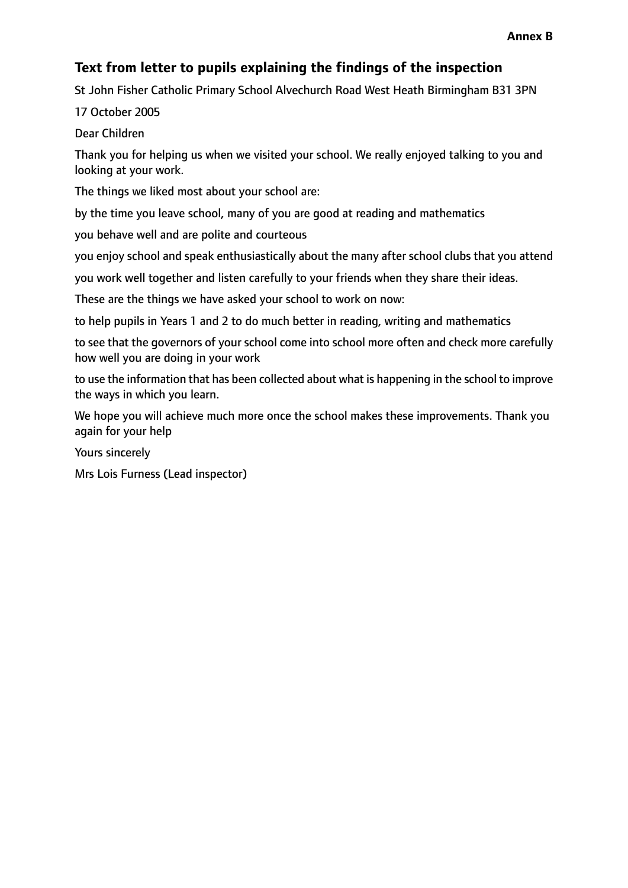**Annex B**

## Text from letter to pupils explaining the findings of the inspection

St John Fisher Catholic Primary School Alvechurch Road West Heath Birmingham B31 3PN

17 October 2005

Dear Children

Thank you for helping us when we visited your school. We really enjoyed talking to you and looking at your work.

The things we liked most about your school are:

by the time you leave school, many of you are good at reading and mathematics

you behave well and are polite and courteous

you enjoy school and speak enthusiastically about the many after school clubs that you attend

you work well together and listen carefully to your friends when they share their ideas.

These are the things we have asked your school to work on now:

to help pupils in Years 1 and 2 to do much better in reading, writing and mathematics

to see that the governors of your school come into school more often and check more carefully how well you are doing in your work

to use the information that has been collected about what is happening in the school to improve the ways in which you learn.

We hope you will achieve much more once the school makes these improvements. Thank you again for your help

Yours sincerely

Mrs Lois Furness (Lead inspector)